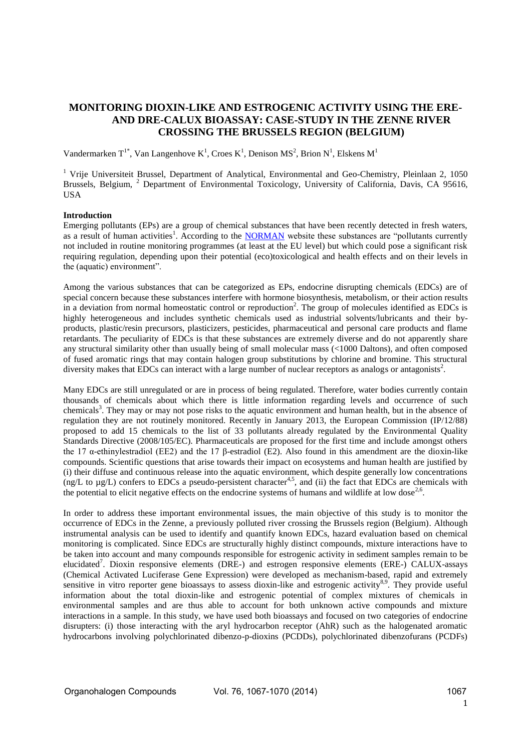# MONITORING DIOXIN-LIKE AND ESTROGENIC ACTIVITY USING THE ERE- AND DRE-CALUX BIOASSAY: CASE-STUDY IN THE ZENNE RIVER CROSSING THE BRUSSELS REGION (BELGIUM)

Vandermarken T[1*], Van Langenhove K[1], Croes K[1], Denison MS[2], Brion N[1], Elskens M[1]

[1] Vrije Universiteit Brussel, Department of Analytical, Environmental and Geo-Chemistry, Pleinlaan 2, 1050 Brussels, Belgium, [2] Department of Environmental Toxicology, University of California, Davis, CA 95616, USA

## Introduction

Emerging pollutants (EPs) are a group of chemical substances that have been recently detected in fresh waters, as a result of human activities[1]. According to the NORMAN website these substances are "pollutants currently not included in routine monitoring programmes (at least at the EU level) but which could pose a significant risk requiring regulation, depending upon their potential (eco)toxicological and health effects and on their levels in the (aquatic) environment".

Among the various substances that can be categorized as EPs, endocrine disrupting chemicals (EDCs) are of special concern because these substances interfere with hormone biosynthesis, metabolism, or their action results in a deviation from normal homeostatic control or reproduction[2]. The group of molecules identified as EDCs is highly heterogeneous and includes synthetic chemicals used as industrial solvents/lubricants and their by-products, plastic/resin precursors, plasticizers, pesticides, pharmaceutical and personal care products and flame retardants. The peculiarity of EDCs is that these substances are extremely diverse and do not apparently share any structural similarity other than usually being of small molecular mass (<1000 Daltons), and often composed of fused aromatic rings that may contain halogen group substitutions by chlorine and bromine. This structural diversity makes that EDCs can interact with a large number of nuclear receptors as analogs or antagonists[2].

Many EDCs are still unregulated or are in process of being regulated. Therefore, water bodies currently contain thousands of chemicals about which there is little information regarding levels and occurrence of such chemicals[3]. They may or may not pose risks to the aquatic environment and human health, but in the absence of regulation they are not routinely monitored. Recently in January 2013, the European Commission (IP/12/88) proposed to add 15 chemicals to the list of 33 pollutants already regulated by the Environmental Quality Standards Directive (2008/105/EC). Pharmaceuticals are proposed for the first time and include amongst others the 17 α-ethinylestradiol (EE2) and the 17 β-estradiol (E2). Also found in this amendment are the dioxin-like compounds. Scientific questions that arise towards their impact on ecosystems and human health are justified by (i) their diffuse and continuous release into the aquatic environment, which despite generally low concentrations (ng/L to µg/L) confers to EDCs a pseudo-persistent character[4,5], and (ii) the fact that EDCs are chemicals with the potential to elicit negative effects on the endocrine systems of humans and wildlife at low dose[2,6].

In order to address these important environmental issues, the main objective of this study is to monitor the occurrence of EDCs in the Zenne, a previously polluted river crossing the Brussels region (Belgium). Although instrumental analysis can be used to identify and quantify known EDCs, hazard evaluation based on chemical monitoring is complicated. Since EDCs are structurally highly distinct compounds, mixture interactions have to be taken into account and many compounds responsible for estrogenic activity in sediment samples remain to be elucidated[7]. Dioxin responsive elements (DRE-) and estrogen responsive elements (ERE-) CALUX-assays (Chemical Activated Luciferase Gene Expression) were developed as mechanism-based, rapid and extremely sensitive in vitro reporter gene bioassays to assess dioxin-like and estrogenic activity[8,9]. They provide useful information about the total dioxin-like and estrogenic potential of complex mixtures of chemicals in environmental samples and are thus able to account for both unknown active compounds and mixture interactions in a sample. In this study, we have used both bioassays and focused on two categories of endocrine disrupters: (i) those interacting with the aryl hydrocarbon receptor (AhR) such as the halogenated aromatic hydrocarbons involving polychlorinated dibenzo-p-dioxins (PCDDs), polychlorinated dibenzofurans (PCDFs)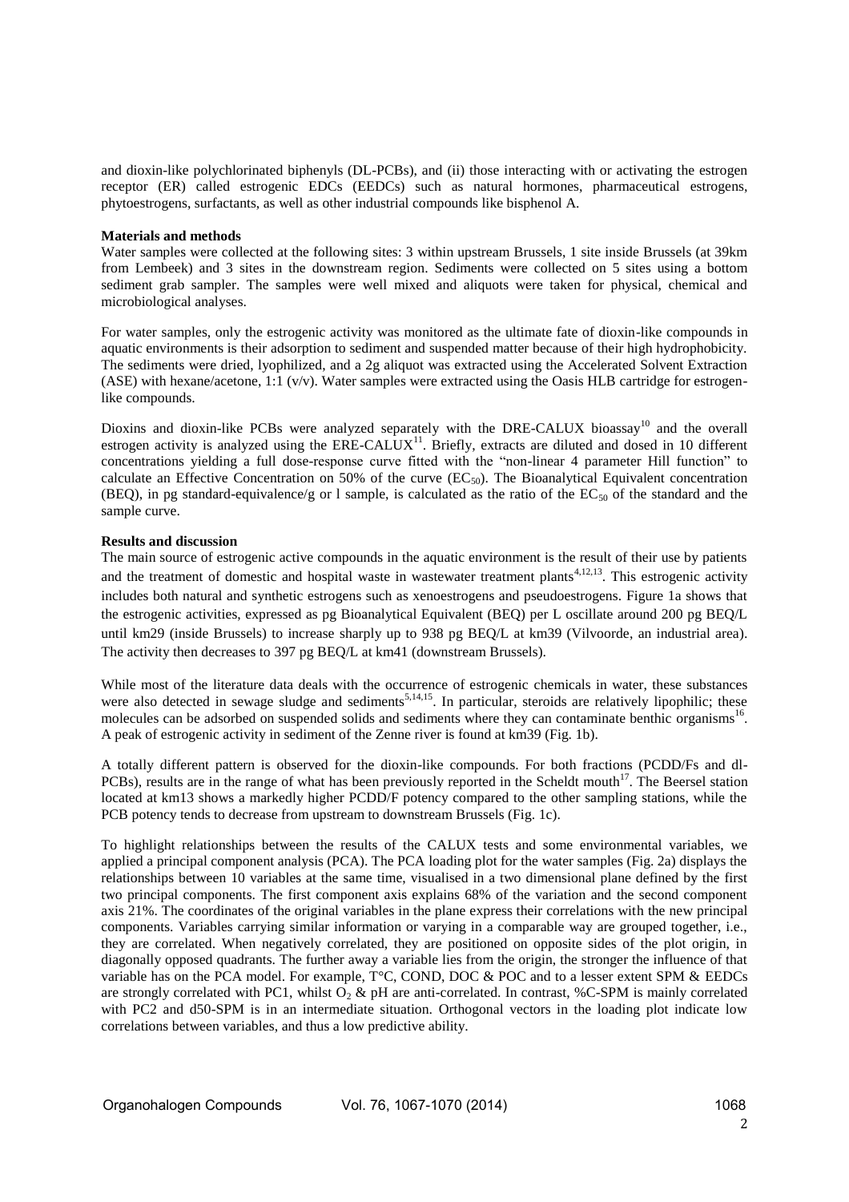and dioxin-like polychlorinated biphenyls (DL-PCBs), and (ii) those interacting with or activating the estrogen receptor (ER) called estrogenic EDCs (EEDCs) such as natural hormones, pharmaceutical estrogens, phytoestrogens, surfactants, as well as other industrial compounds like bisphenol A.

**Materials and methods**

Water samples were collected at the following sites: 3 within upstream Brussels, 1 site inside Brussels (at 39km from Lembeek) and 3 sites in the downstream region. Sediments were collected on 5 sites using a bottom sediment grab sampler. The samples were well mixed and aliquots were taken for physical, chemical and microbiological analyses.

For water samples, only the estrogenic activity was monitored as the ultimate fate of dioxin-like compounds in aquatic environments is their adsorption to sediment and suspended matter because of their high hydrophobicity. The sediments were dried, lyophilized, and a 2g aliquot was extracted using the Accelerated Solvent Extraction (ASE) with hexane/acetone, 1:1 (v/v). Water samples were extracted using the Oasis HLB cartridge for estrogen-like compounds.

Dioxins and dioxin-like PCBs were analyzed separately with the DRE-CALUX bioassay[10] and the overall estrogen activity is analyzed using the ERE-CALUX[11]. Briefly, extracts are diluted and dosed in 10 different concentrations yielding a full dose-response curve fitted with the "non-linear 4 parameter Hill function" to calculate an Effective Concentration on 50% of the curve ($EC_{50}$). The Bioanalytical Equivalent concentration (BEQ), in pg standard-equivalence/g or l sample, is calculated as the ratio of the $EC_{50}$ of the standard and the sample curve.

**Results and discussion**

The main source of estrogenic active compounds in the aquatic environment is the result of their use by patients and the treatment of domestic and hospital waste in wastewater treatment plants[4,12,13]. This estrogenic activity includes both natural and synthetic estrogens such as xenoestrogens and pseudoestrogens. Figure 1a shows that the estrogenic activities, expressed as pg Bioanalytical Equivalent (BEQ) per L oscillate around 200 pg BEQ/L until km29 (inside Brussels) to increase sharply up to 938 pg BEQ/L at km39 (Vilvoorde, an industrial area). The activity then decreases to 397 pg BEQ/L at km41 (downstream Brussels).

While most of the literature data deals with the occurrence of estrogenic chemicals in water, these substances were also detected in sewage sludge and sediments[5,14,15]. In particular, steroids are relatively lipophilic; these molecules can be adsorbed on suspended solids and sediments where they can contaminate benthic organisms[16]. A peak of estrogenic activity in sediment of the Zenne river is found at km39 (Fig. 1b).

A totally different pattern is observed for the dioxin-like compounds. For both fractions (PCDD/Fs and dl-PCBs), results are in the range of what has been previously reported in the Scheldt mouth[17]. The Beersel station located at km13 shows a markedly higher PCDD/F potency compared to the other sampling stations, while the PCB potency tends to decrease from upstream to downstream Brussels (Fig. 1c).

To highlight relationships between the results of the CALUX tests and some environmental variables, we applied a principal component analysis (PCA). The PCA loading plot for the water samples (Fig. 2a) displays the relationships between 10 variables at the same time, visualised in a two dimensional plane defined by the first two principal components. The first component axis explains 68% of the variation and the second component axis 21%. The coordinates of the original variables in the plane express their correlations with the new principal components. Variables carrying similar information or varying in a comparable way are grouped together, i.e., they are correlated. When negatively correlated, they are positioned on opposite sides of the plot origin, in diagonally opposed quadrants. The further away a variable lies from the origin, the stronger the influence of that variable has on the PCA model. For example, T°C, COND, DOC & POC and to a lesser extent SPM & EEDCs are strongly correlated with PC1, whilst $O_2$ & pH are anti-correlated. In contrast, %C-SPM is mainly correlated with PC2 and d50-SPM is in an intermediate situation. Orthogonal vectors in the loading plot indicate low correlations between variables, and thus a low predictive ability.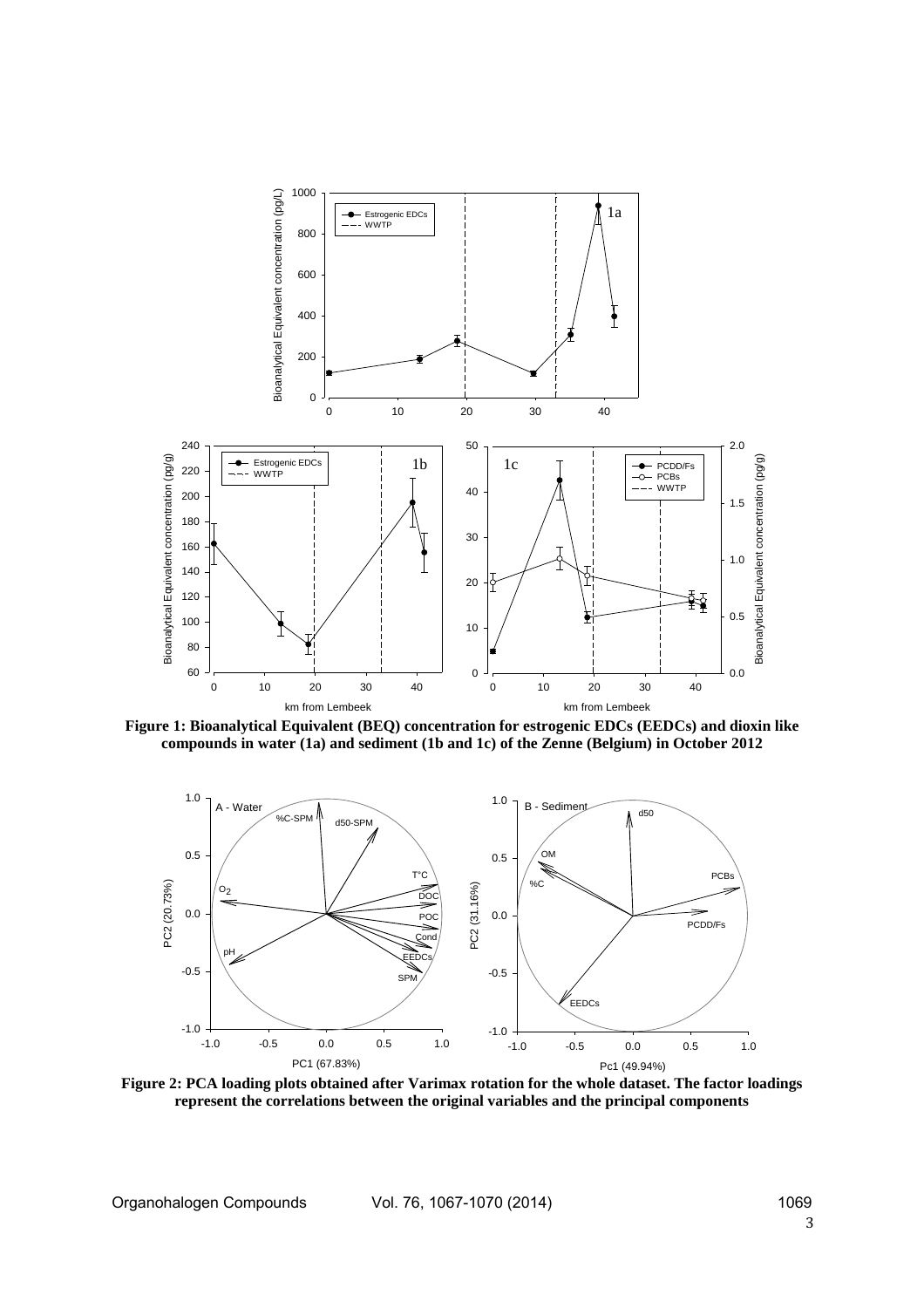**Figure 1: Bioanalytical Equivalent (BEQ) concentration for estrogenic EDCs (EEDCs) and dioxin like compounds in water (1a) and sediment (1b and 1c) of the Zenne (Belgium) in October 2012**

**Figure 2: PCA loading plots obtained after Varimax rotation for the whole dataset. The factor loadings represent the correlations between the original variables and the principal components**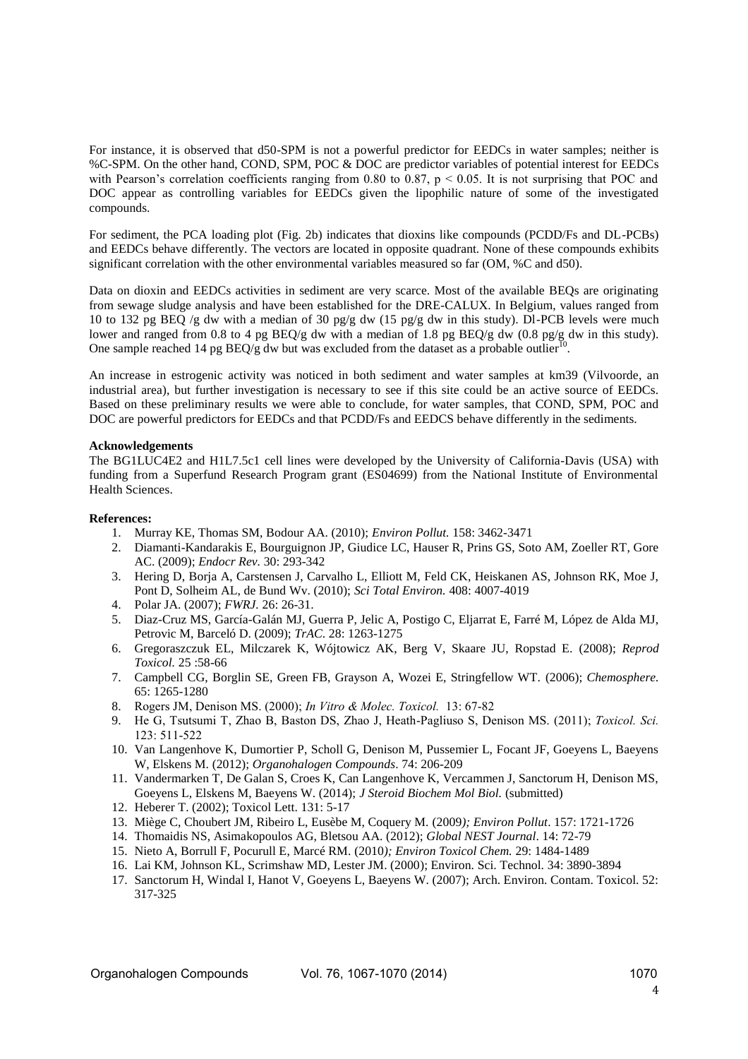For instance, it is observed that d50-SPM is not a powerful predictor for EEDCs in water samples; neither is %C-SPM. On the other hand, COND, SPM, POC & DOC are predictor variables of potential interest for EEDCs with Pearson's correlation coefficients ranging from 0.80 to 0.87, $p < 0.05$. It is not surprising that POC and DOC appear as controlling variables for EEDCs given the lipophilic nature of some of the investigated compounds.

For sediment, the PCA loading plot (Fig. 2b) indicates that dioxins like compounds (PCDD/Fs and DL-PCBs) and EEDCs behave differently. The vectors are located in opposite quadrant. None of these compounds exhibits significant correlation with the other environmental variables measured so far (OM, %C and d50).

Data on dioxin and EEDCs activities in sediment are very scarce. Most of the available BEQs are originating from sewage sludge analysis and have been established for the DRE-CALUX. In Belgium, values ranged from 10 to 132 pg BEQ /g dw with a median of 30 pg/g dw (15 pg/g dw in this study). Dl-PCB levels were much lower and ranged from 0.8 to 4 pg BEQ/g dw with a median of 1.8 pg BEQ/g dw (0.8 pg/g dw in this study). One sample reached 14 pg BEQ/g dw but was excluded from the dataset as a probable outlier[10].

An increase in estrogenic activity was noticed in both sediment and water samples at km39 (Vilvoorde, an industrial area), but further investigation is necessary to see if this site could be an active source of EEDCs. Based on these preliminary results we were able to conclude, for water samples, that COND, SPM, POC and DOC are powerful predictors for EEDCs and that PCDD/Fs and EEDCS behave differently in the sediments.

**Acknowledgements**

The BG1LUC4E2 and H1L7.5c1 cell lines were developed by the University of California-Davis (USA) with funding from a Superfund Research Program grant (ES04699) from the National Institute of Environmental Health Sciences.

**References:**

1. Murray KE, Thomas SM, Bodour AA. (2010); *Environ Pollut.* 158: 3462-3471
2. Diamanti-Kandarakis E, Bourguignon JP, Giudice LC, Hauser R, Prins GS, Soto AM, Zoeller RT, Gore AC. (2009); *Endocr Rev.* 30: 293-342
3. Hering D, Borja A, Carstensen J, Carvalho L, Elliott M, Feld CK, Heiskanen AS, Johnson RK, Moe J, Pont D, Solheim AL, de Bund Wv. (2010); *Sci Total Environ.* 408: 4007-4019
4. Polar JA. (2007); *FWRJ.* 26: 26-31.
5. Diaz-Cruz MS, García-Galán MJ, Guerra P, Jelic A, Postigo C, Eljarrat E, Farré M, López de Alda MJ, Petrovic M, Barceló D. (2009); *TrAC.* 28: 1263-1275
6. Gregoraszczuk EL, Milczarek K, Wójtowicz AK, Berg V, Skaare JU, Ropstad E. (2008); *Reprod Toxicol.* 25 :58-66
7. Campbell CG, Borglin SE, Green FB, Grayson A, Wozei E, Stringfellow WT. (2006); *Chemosphere.* 65: 1265-1280
8. Rogers JM, Denison MS. (2000); *In Vitro & Molec. Toxicol.* 13: 67-82
9. He G, Tsutsumi T, Zhao B, Baston DS, Zhao J, Heath-Pagliuso S, Denison MS. (2011); *Toxicol. Sci.* 123: 511-522
10. Van Langenhove K, Dumortier P, Scholl G, Denison M, Pussemier L, Focant JF, Goeyens L, Baeyens W, Elskens M. (2012); *Organohalogen Compounds*. 74: 206-209
11. Vandermarken T, De Galan S, Croes K, Can Langenhove K, Vercammen J, Sanctorum H, Denison MS, Goeyens L, Elskens M, Baeyens W. (2014); *J Steroid Biochem Mol Biol.* (submitted)
12. Heberer T. (2002); Toxicol Lett. 131: 5-17
13. Miège C, Choubert JM, Ribeiro L, Eusèbe M, Coquery M. (2009*); Environ Pollut*. 157: 1721-1726
14. Thomaidis NS, Asimakopoulos AG, Bletsou AA. (2012); *Global NEST Journal*. 14: 72-79
15. Nieto A, Borrull F, Pocurull E, Marcé RM. (2010*); Environ Toxicol Chem.* 29: 1484-1489
16. Lai KM, Johnson KL, Scrimshaw MD, Lester JM. (2000); Environ. Sci. Technol. 34: 3890-3894
17. Sanctorum H, Windal I, Hanot V, Goeyens L, Baeyens W. (2007); Arch. Environ. Contam. Toxicol. 52: 317-325